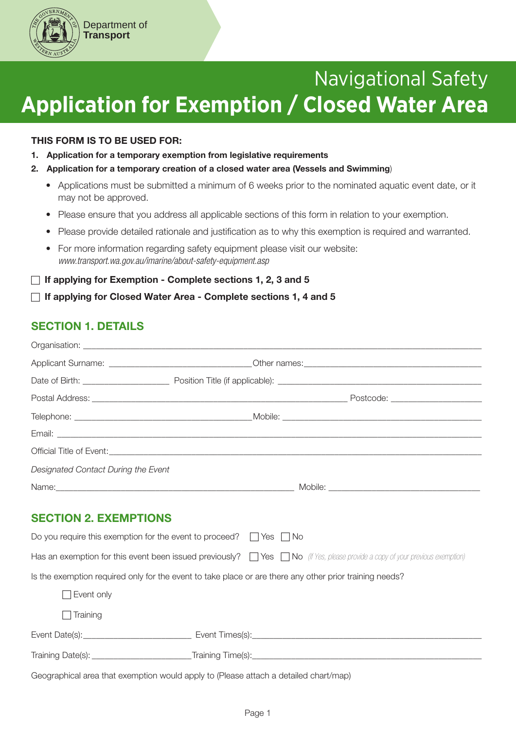Department of
**Transport**

# Navigational Safety
# Application for Exemption / Closed Water Area

**THIS FORM IS TO BE USED FOR:**

1. **Application for a temporary exemption from legislative requirements**
2. **Application for a temporary creation of a closed water area (Vessels and Swimming**)

- Applications must be submitted a minimum of 6 weeks prior to the nominated aquatic event date, or it may not be approved.
- Please ensure that you address all applicable sections of this form in relation to your exemption.
- Please provide detailed rationale and justification as to why this exemption is required and warranted.
- For more information regarding safety equipment please visit our website: *www.transport.wa.gov.au/imarine/about-safety-equipment.asp*

☐ **If applying for Exemption - Complete sections 1, 2, 3 and 5**

☐ **If applying for Closed Water Area - Complete sections 1, 4 and 5**

## SECTION 1. DETAILS

Organisation: ______________________________

Applicant Surname: ______________________________ Other names: ______________________________

Date of Birth: ______________ Position Title (if applicable): ______________________________

Postal Address: ______________________________ Postcode: ______________

Telephone: ______________________________ Mobile: ______________________________

Email: ______________________________

Official Title of Event: ______________________________

*Designated Contact During the Event*

Name: ______________________________ Mobile: ______________________________

## SECTION 2. EXEMPTIONS

Do you require this exemption for the event to proceed? ☐ Yes ☐ No

Has an exemption for this event been issued previously? ☐ Yes ☐ No *(If Yes, please provide a copy of your previous exemption)*

Is the exemption required only for the event to take place or are there any other prior training needs?

☐ Event only

☐ Training

Event Date(s): ______________ Event Times(s): ______________________________

Training Date(s): ______________ Training Time(s): ______________________________

Geographical area that exemption would apply to (Please attach a detailed chart/map)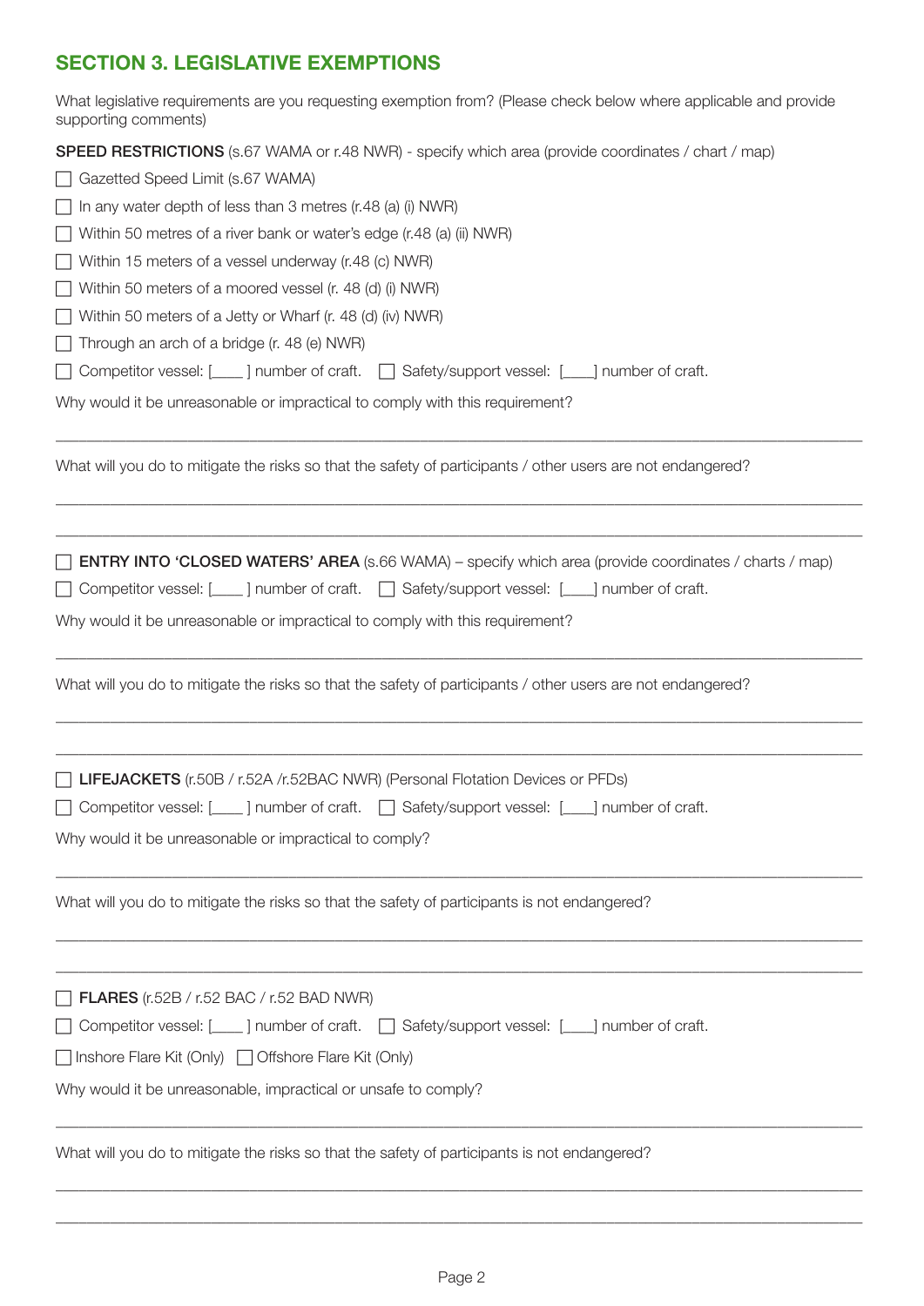## SECTION 3. LEGISLATIVE EXEMPTIONS

What legislative requirements are you requesting exemption from? (Please check below where applicable and provide supporting comments)

**SPEED RESTRICTIONS** (s.67 WAMA or r.48 NWR) - specify which area (provide coordinates / chart / map)

☐ Gazetted Speed Limit (s.67 WAMA)

☐ In any water depth of less than 3 metres (r.48 (a) (i) NWR)

☐ Within 50 metres of a river bank or water's edge (r.48 (a) (ii) NWR)

☐ Within 15 meters of a vessel underway (r.48 (c) NWR)

☐ Within 50 meters of a moored vessel (r. 48 (d) (i) NWR)

☐ Within 50 meters of a Jetty or Wharf (r. 48 (d) (iv) NWR)

☐ Through an arch of a bridge (r. 48 (e) NWR)

☐ Competitor vessel: [____ ] number of craft. ☐ Safety/support vessel: [____] number of craft.

Why would it be unreasonable or impractical to comply with this requirement?

___________________________________________________________________________

What will you do to mitigate the risks so that the safety of participants / other users are not endangered?

___________________________________________________________________________

___________________________________________________________________________

☐ **ENTRY INTO 'CLOSED WATERS' AREA** (s.66 WAMA) – specify which area (provide coordinates / charts / map)

☐ Competitor vessel: [____ ] number of craft. ☐ Safety/support vessel: [____] number of craft.

Why would it be unreasonable or impractical to comply with this requirement?

___________________________________________________________________________

What will you do to mitigate the risks so that the safety of participants / other users are not endangered?

___________________________________________________________________________

___________________________________________________________________________

☐ **LIFEJACKETS** (r.50B / r.52A /r.52BAC NWR) (Personal Flotation Devices or PFDs)

☐ Competitor vessel: [____ ] number of craft. ☐ Safety/support vessel: [____] number of craft.

Why would it be unreasonable or impractical to comply?

___________________________________________________________________________

What will you do to mitigate the risks so that the safety of participants is not endangered?

___________________________________________________________________________

___________________________________________________________________________

☐ **FLARES** (r.52B / r.52 BAC / r.52 BAD NWR)

☐ Competitor vessel: [____ ] number of craft. ☐ Safety/support vessel: [____] number of craft.

☐ Inshore Flare Kit (Only) ☐ Offshore Flare Kit (Only)

Why would it be unreasonable, impractical or unsafe to comply?

___________________________________________________________________________

What will you do to mitigate the risks so that the safety of participants is not endangered?

___________________________________________________________________________

___________________________________________________________________________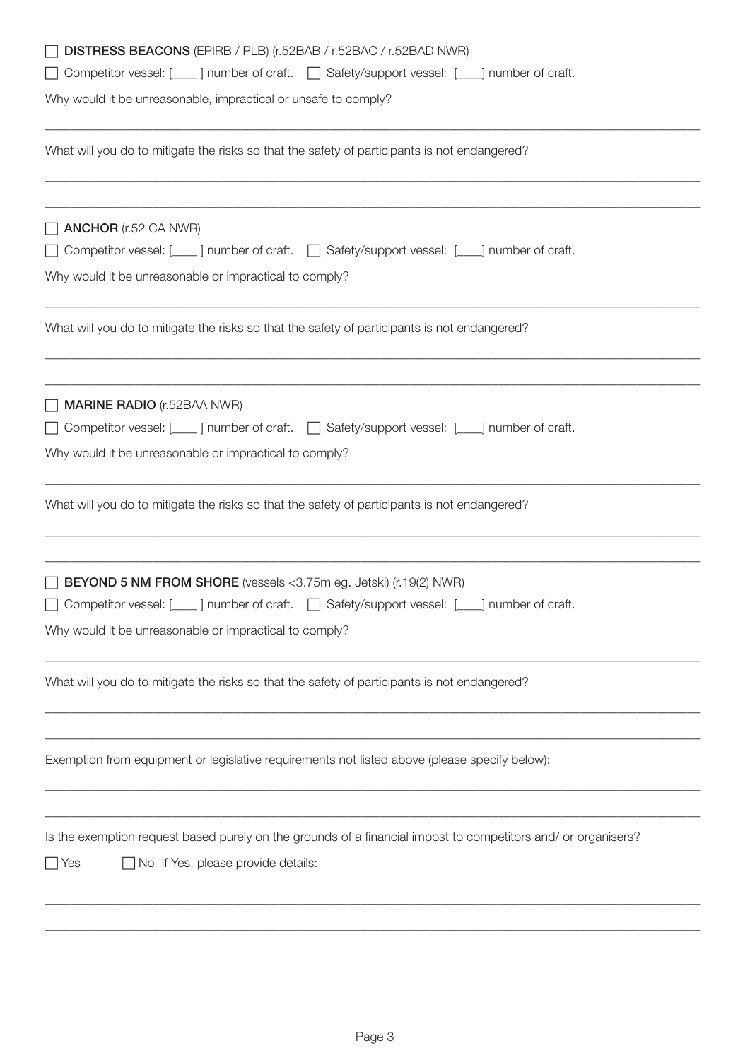☐ **DISTRESS BEACONS** (EPIRB / PLB) (r.52BAB / r.52BAC / r.52BAD NWR)

☐ Competitor vessel: [____ ] number of craft. ☐ Safety/support vessel: [____] number of craft.

Why would it be unreasonable, impractical or unsafe to comply?

_______________________________________________________________________________

What will you do to mitigate the risks so that the safety of participants is not endangered?

_______________________________________________________________________________

_______________________________________________________________________________

☐ **ANCHOR** (r.52 CA NWR)

☐ Competitor vessel: [____ ] number of craft. ☐ Safety/support vessel: [____] number of craft.

Why would it be unreasonable or impractical to comply?

_______________________________________________________________________________

What will you do to mitigate the risks so that the safety of participants is not endangered?

_______________________________________________________________________________

_______________________________________________________________________________

☐ **MARINE RADIO** (r.52BAA NWR)

☐ Competitor vessel: [____ ] number of craft. ☐ Safety/support vessel: [____] number of craft.

Why would it be unreasonable or impractical to comply?

_______________________________________________________________________________

What will you do to mitigate the risks so that the safety of participants is not endangered?

_______________________________________________________________________________

_______________________________________________________________________________

☐ **BEYOND 5 NM FROM SHORE** (vessels <3.75m eg. Jetski) (r.19(2) NWR)

☐ Competitor vessel: [____ ] number of craft. ☐ Safety/support vessel: [____] number of craft.

Why would it be unreasonable or impractical to comply?

_______________________________________________________________________________

What will you do to mitigate the risks so that the safety of participants is not endangered?

_______________________________________________________________________________

_______________________________________________________________________________

Exemption from equipment or legislative requirements not listed above (please specify below):

_______________________________________________________________________________

_______________________________________________________________________________

Is the exemption request based purely on the grounds of a financial impost to competitors and/ or organisers?

☐ Yes ☐ No If Yes, please provide details:

_______________________________________________________________________________

_______________________________________________________________________________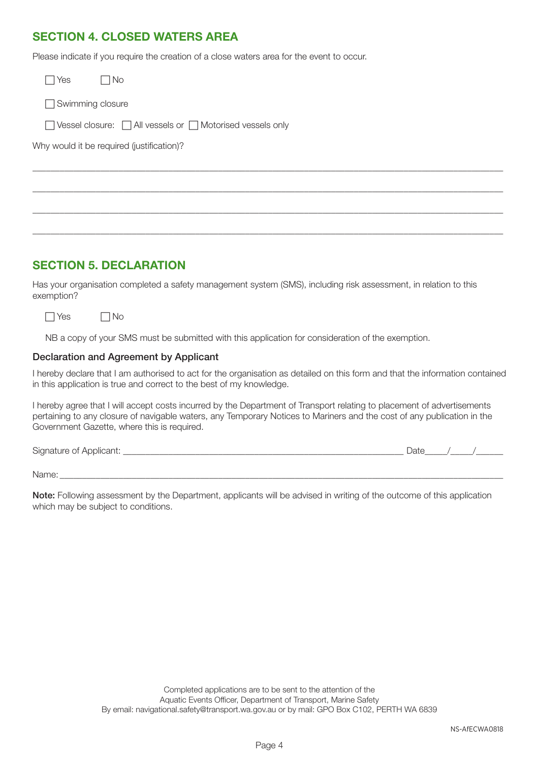## SECTION 4. CLOSED WATERS AREA

Please indicate if you require the creation of a close waters area for the event to occur.

☐ Yes ☐ No

☐ Swimming closure

☐ Vessel closure: ☐ All vessels or ☐ Motorised vessels only

Why would it be required (justification)?

\_\_\_\_\_\_\_\_\_\_\_\_\_\_\_\_\_\_\_\_\_\_\_\_\_\_\_\_\_\_\_\_\_\_\_\_\_\_\_\_\_\_\_\_\_\_\_\_\_\_\_\_\_\_\_\_\_\_\_\_\_\_\_\_\_\_\_\_\_\_\_\_\_\_\_\_\_\_

\_\_\_\_\_\_\_\_\_\_\_\_\_\_\_\_\_\_\_\_\_\_\_\_\_\_\_\_\_\_\_\_\_\_\_\_\_\_\_\_\_\_\_\_\_\_\_\_\_\_\_\_\_\_\_\_\_\_\_\_\_\_\_\_\_\_\_\_\_\_\_\_\_\_\_\_\_\_

\_\_\_\_\_\_\_\_\_\_\_\_\_\_\_\_\_\_\_\_\_\_\_\_\_\_\_\_\_\_\_\_\_\_\_\_\_\_\_\_\_\_\_\_\_\_\_\_\_\_\_\_\_\_\_\_\_\_\_\_\_\_\_\_\_\_\_\_\_\_\_\_\_\_\_\_\_\_

\_\_\_\_\_\_\_\_\_\_\_\_\_\_\_\_\_\_\_\_\_\_\_\_\_\_\_\_\_\_\_\_\_\_\_\_\_\_\_\_\_\_\_\_\_\_\_\_\_\_\_\_\_\_\_\_\_\_\_\_\_\_\_\_\_\_\_\_\_\_\_\_\_\_\_\_\_\_

## SECTION 5. DECLARATION

Has your organisation completed a safety management system (SMS), including risk assessment, in relation to this exemption?

☐ Yes ☐ No

NB a copy of your SMS must be submitted with this application for consideration of the exemption.

### Declaration and Agreement by Applicant

I hereby declare that I am authorised to act for the organisation as detailed on this form and that the information contained in this application is true and correct to the best of my knowledge.

I hereby agree that I will accept costs incurred by the Department of Transport relating to placement of advertisements pertaining to any closure of navigable waters, any Temporary Notices to Mariners and the cost of any publication in the Government Gazette, where this is required.

Signature of Applicant: \_\_\_\_\_\_\_\_\_\_\_\_\_\_\_\_\_\_\_\_\_\_\_\_\_\_\_\_\_\_\_\_\_\_\_\_\_\_\_\_\_\_\_\_ Date\_\_\_\_\_/\_\_\_\_\_/\_\_\_\_\_\_

Name: \_\_\_\_\_\_\_\_\_\_\_\_\_\_\_\_\_\_\_\_\_\_\_\_\_\_\_\_\_\_\_\_\_\_\_\_\_\_\_\_\_\_\_\_\_\_\_\_\_\_\_\_\_\_\_\_\_\_\_\_\_\_\_\_\_\_\_\_\_\_\_\_

**Note:** Following assessment by the Department, applicants will be advised in writing of the outcome of this application which may be subject to conditions.

Completed applications are to be sent to the attention of the
Aquatic Events Officer, Department of Transport, Marine Safety
By email: navigational.safety@transport.wa.gov.au or by mail: GPO Box C102, PERTH WA 6839

NS-AfECWA0818